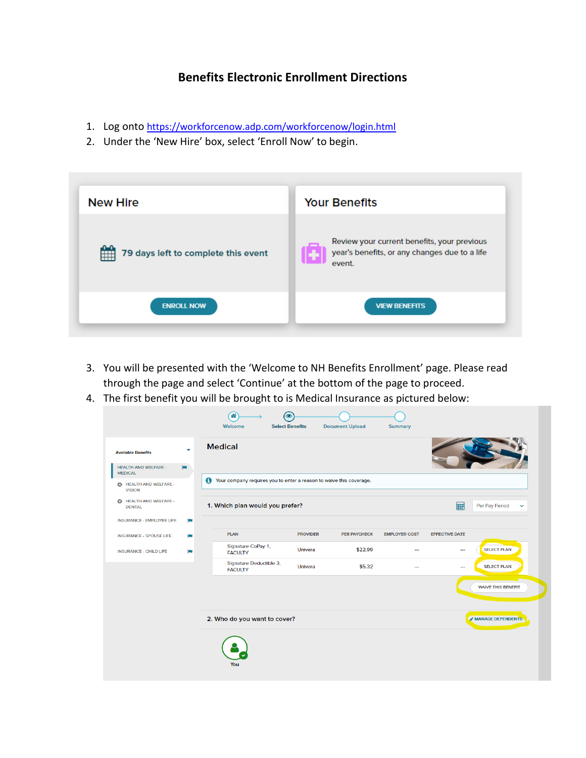# Benefits Electronic Enrollment Directions

1. Log onto https://workforcenow.adp.com/workforcenow/login.html
2. Under the 'New Hire' box, select 'Enroll Now' to begin.

3. You will be presented with the 'Welcome to NH Benefits Enrollment' page. Please read through the page and select 'Continue' at the bottom of the page to proceed.
4. The first benefit you will be brought to is Medical Insurance as pictured below: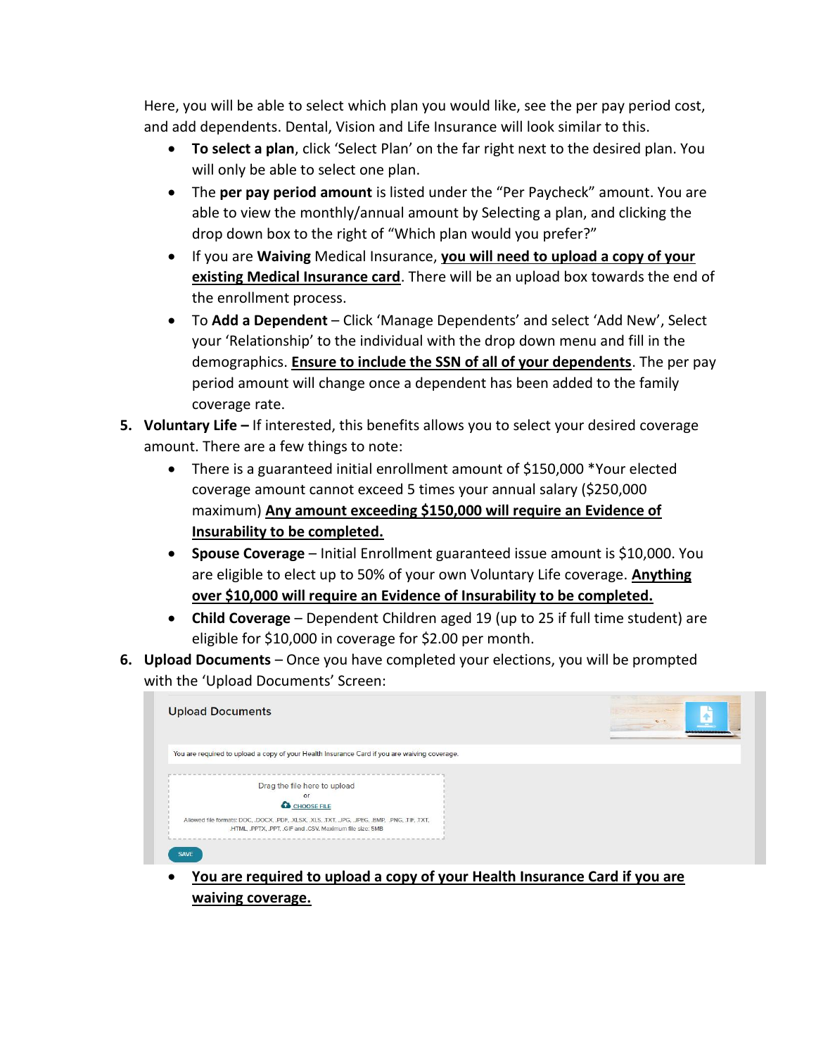Here, you will be able to select which plan you would like, see the per pay period cost, and add dependents. Dental, Vision and Life Insurance will look similar to this.

- **To select a plan**, click 'Select Plan' on the far right next to the desired plan. You will only be able to select one plan.
- The **per pay period amount** is listed under the "Per Paycheck" amount. You are able to view the monthly/annual amount by Selecting a plan, and clicking the drop down box to the right of "Which plan would you prefer?"
- If you are **Waiving** Medical Insurance, **<u>you will need to upload a copy of your existing Medical Insurance card</u>**. There will be an upload box towards the end of the enrollment process.
- To **Add a Dependent** – Click 'Manage Dependents' and select 'Add New', Select your 'Relationship' to the individual with the drop down menu and fill in the demographics. **<u>Ensure to include the SSN of all of your dependents</u>**. The per pay period amount will change once a dependent has been added to the family coverage rate.

5. **Voluntary Life –** If interested, this benefits allows you to select your desired coverage amount. There are a few things to note:
   - There is a guaranteed initial enrollment amount of $150,000 *Your elected coverage amount cannot exceed 5 times your annual salary ($250,000 maximum) **<u>Any amount exceeding $150,000 will require an Evidence of Insurability to be completed.</u>**
   - **Spouse Coverage** – Initial Enrollment guaranteed issue amount is $10,000. You are eligible to elect up to 50% of your own Voluntary Life coverage. **<u>Anything over $10,000 will require an Evidence of Insurability to be completed.</u>**
   - **Child Coverage** – Dependent Children aged 19 (up to 25 if full time student) are eligible for $10,000 in coverage for $2.00 per month.
6. **Upload Documents** – Once you have completed your elections, you will be prompted with the 'Upload Documents' Screen:

   Upload Documents

   You are required to upload a copy of your Health Insurance Card if you are waiving coverage.

   Drag the file here to upload
   or
   CHOOSE FILE
   Allowed file formats: DOC, .DOCX, .PDF, .XLSX, .XLS, .TXT, .JPG, .JPEG, .BMP, .PNG, .TIF, .TXT, .HTML, .PPTX, .PPT, .GIF and .CSV. Maximum file size: 5MB

   SAVE

   - **<u>You are required to upload a copy of your Health Insurance Card if you are waiving coverage.</u>**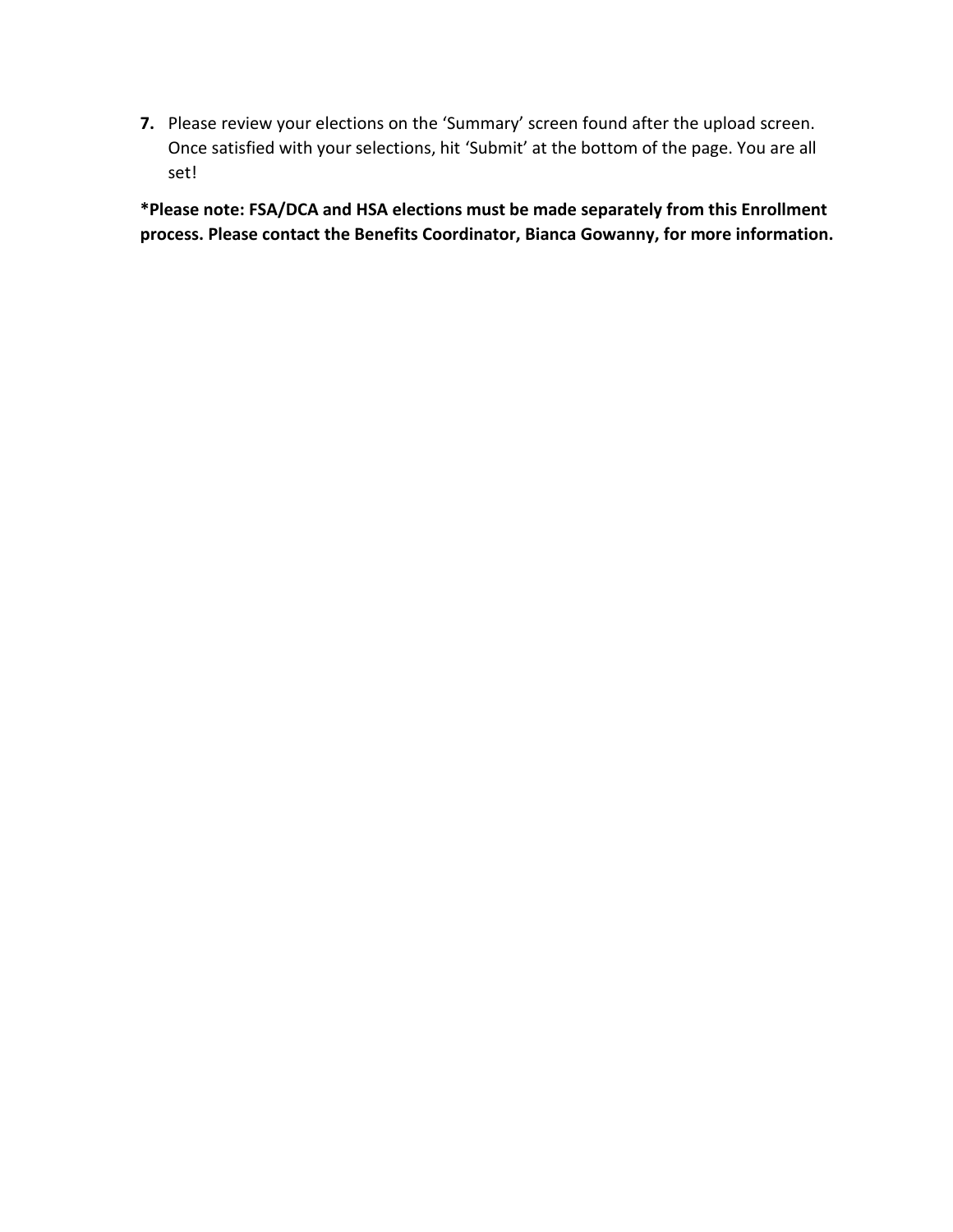7. Please review your elections on the 'Summary' screen found after the upload screen. Once satisfied with your selections, hit 'Submit' at the bottom of the page. You are all set!

**\*Please note: FSA/DCA and HSA elections must be made separately from this Enrollment process. Please contact the Benefits Coordinator, Bianca Gowanny, for more information.**